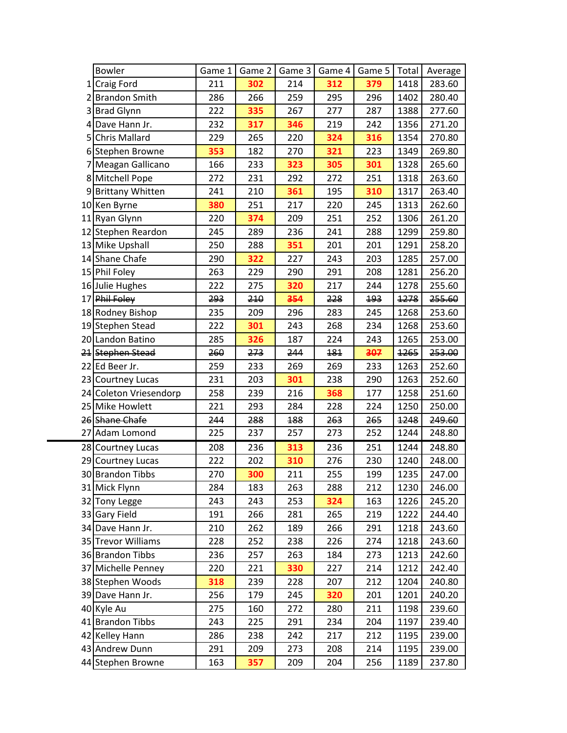| | Bowler | Game 1 | Game 2 | Game 3 | Game 4 | Game 5 | Total | Average |
|---|---|---|---|---|---|---|---|---|
| 1 | Craig Ford | 211 | **302** | 214 | **312** | **379** | 1418 | 283.60 |
| 2 | Brandon Smith | 286 | 266 | 259 | 295 | 296 | 1402 | 280.40 |
| 3 | Brad Glynn | 222 | **335** | 267 | 277 | 287 | 1388 | 277.60 |
| 4 | Dave Hann Jr. | 232 | **317** | **346** | 219 | 242 | 1356 | 271.20 |
| 5 | Chris Mallard | 229 | 265 | 220 | **324** | **316** | 1354 | 270.80 |
| 6 | Stephen Browne | **353** | 182 | 270 | **321** | 223 | 1349 | 269.80 |
| 7 | Meagan Gallicano | 166 | 233 | **323** | **305** | **301** | 1328 | 265.60 |
| 8 | Mitchell Pope | 272 | 231 | 292 | 272 | 251 | 1318 | 263.60 |
| 9 | Brittany Whitten | 241 | 210 | **361** | 195 | **310** | 1317 | 263.40 |
| 10 | Ken Byrne | **380** | 251 | 217 | 220 | 245 | 1313 | 262.60 |
| 11 | Ryan Glynn | 220 | **374** | 209 | 251 | 252 | 1306 | 261.20 |
| 12 | Stephen Reardon | 245 | 289 | 236 | 241 | 288 | 1299 | 259.80 |
| 13 | Mike Upshall | 250 | 288 | **351** | 201 | 201 | 1291 | 258.20 |
| 14 | Shane Chafe | 290 | **322** | 227 | 243 | 203 | 1285 | 257.00 |
| 15 | Phil Foley | 263 | 229 | 290 | 291 | 208 | 1281 | 256.20 |
| 16 | Julie Hughes | 222 | 275 | **320** | 217 | 244 | 1278 | 255.60 |
| ~~17~~ | ~~Phil Foley~~ | ~~293~~ | ~~210~~ | ~~**354**~~ | ~~228~~ | ~~193~~ | ~~1278~~ | ~~255.60~~ |
| 18 | Rodney Bishop | 235 | 209 | 296 | 283 | 245 | 1268 | 253.60 |
| 19 | Stephen Stead | 222 | **301** | 243 | 268 | 234 | 1268 | 253.60 |
| 20 | Landon Batino | 285 | **326** | 187 | 224 | 243 | 1265 | 253.00 |
| ~~21~~ | ~~Stephen Stead~~ | ~~260~~ | ~~273~~ | ~~244~~ | ~~181~~ | ~~**307**~~ | ~~1265~~ | ~~253.00~~ |
| 22 | Ed Beer Jr. | 259 | 233 | 269 | 269 | 233 | 1263 | 252.60 |
| 23 | Courtney Lucas | 231 | 203 | **301** | 238 | 290 | 1263 | 252.60 |
| 24 | Coleton Vriesendorp | 258 | 239 | 216 | **368** | 177 | 1258 | 251.60 |
| 25 | Mike Howlett | 221 | 293 | 284 | 228 | 224 | 1250 | 250.00 |
| ~~26~~ | ~~Shane Chafe~~ | ~~244~~ | ~~288~~ | ~~188~~ | ~~263~~ | ~~265~~ | ~~1248~~ | ~~249.60~~ |
| 27 | Adam Lomond | 225 | 237 | 257 | 273 | 252 | 1244 | 248.80 |
| 28 | Courtney Lucas | 208 | 236 | **313** | 236 | 251 | 1244 | 248.80 |
| 29 | Courtney Lucas | 222 | 202 | **310** | 276 | 230 | 1240 | 248.00 |
| 30 | Brandon Tibbs | 270 | **300** | 211 | 255 | 199 | 1235 | 247.00 |
| 31 | Mick Flynn | 284 | 183 | 263 | 288 | 212 | 1230 | 246.00 |
| 32 | Tony Legge | 243 | 243 | 253 | **324** | 163 | 1226 | 245.20 |
| 33 | Gary Field | 191 | 266 | 281 | 265 | 219 | 1222 | 244.40 |
| 34 | Dave Hann Jr. | 210 | 262 | 189 | 266 | 291 | 1218 | 243.60 |
| 35 | Trevor Williams | 228 | 252 | 238 | 226 | 274 | 1218 | 243.60 |
| 36 | Brandon Tibbs | 236 | 257 | 263 | 184 | 273 | 1213 | 242.60 |
| 37 | Michelle Penney | 220 | 221 | **330** | 227 | 214 | 1212 | 242.40 |
| 38 | Stephen Woods | **318** | 239 | 228 | 207 | 212 | 1204 | 240.80 |
| 39 | Dave Hann Jr. | 256 | 179 | 245 | **320** | 201 | 1201 | 240.20 |
| 40 | Kyle Au | 275 | 160 | 272 | 280 | 211 | 1198 | 239.60 |
| 41 | Brandon Tibbs | 243 | 225 | 291 | 234 | 204 | 1197 | 239.40 |
| 42 | Kelley Hann | 286 | 238 | 242 | 217 | 212 | 1195 | 239.00 |
| 43 | Andrew Dunn | 291 | 209 | 273 | 208 | 214 | 1195 | 239.00 |
| 44 | Stephen Browne | 163 | **357** | 209 | 204 | 256 | 1189 | 237.80 |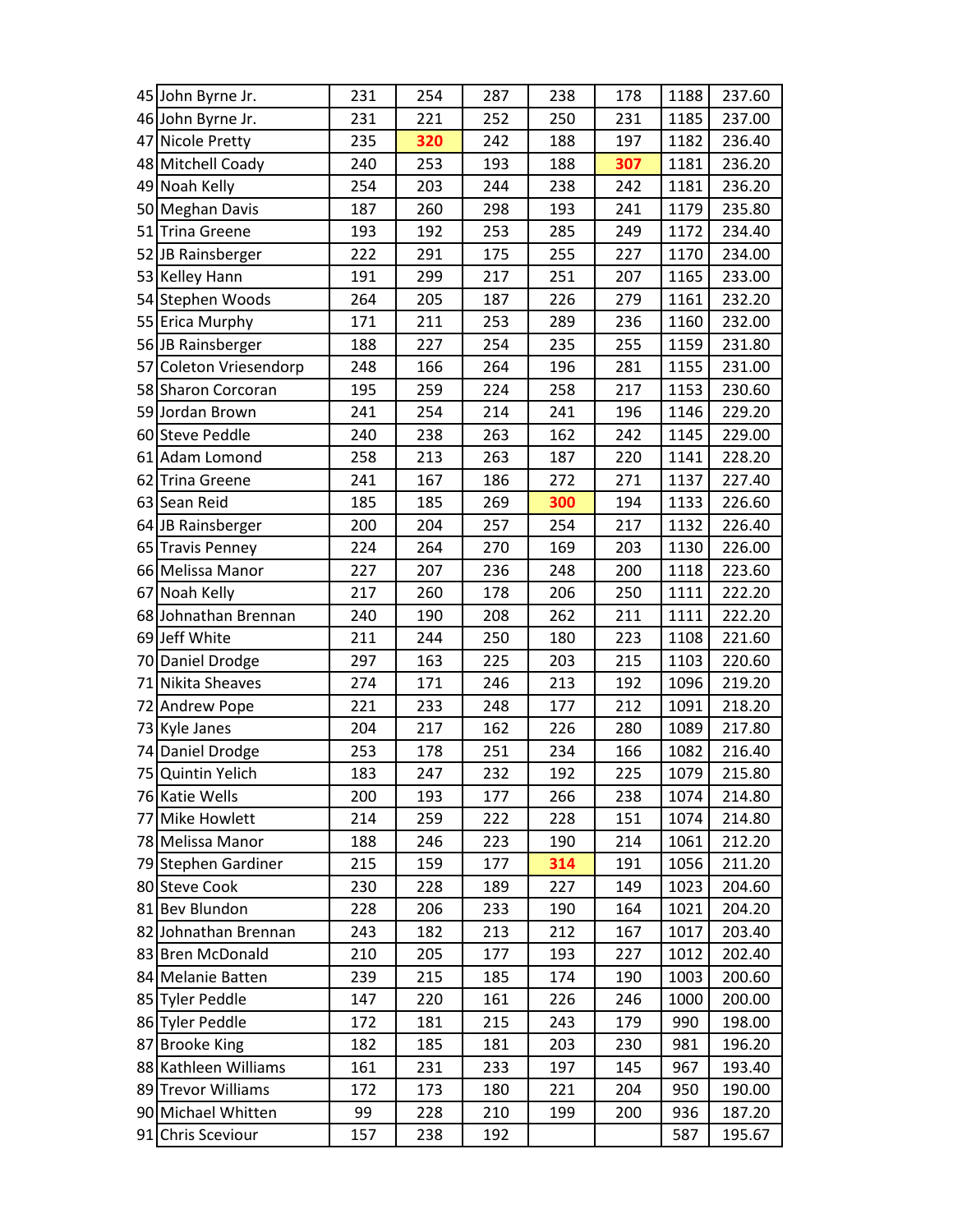| | | | | | | | | |
|---|---|---|---|---|---|---|---|---|
| 45 | John Byrne Jr. | 231 | 254 | 287 | 238 | 178 | 1188 | 237.60 |
| 46 | John Byrne Jr. | 231 | 221 | 252 | 250 | 231 | 1185 | 237.00 |
| 47 | Nicole Pretty | 235 | 320 | 242 | 188 | 197 | 1182 | 236.40 |
| 48 | Mitchell Coady | 240 | 253 | 193 | 188 | 307 | 1181 | 236.20 |
| 49 | Noah Kelly | 254 | 203 | 244 | 238 | 242 | 1181 | 236.20 |
| 50 | Meghan Davis | 187 | 260 | 298 | 193 | 241 | 1179 | 235.80 |
| 51 | Trina Greene | 193 | 192 | 253 | 285 | 249 | 1172 | 234.40 |
| 52 | JB Rainsberger | 222 | 291 | 175 | 255 | 227 | 1170 | 234.00 |
| 53 | Kelley Hann | 191 | 299 | 217 | 251 | 207 | 1165 | 233.00 |
| 54 | Stephen Woods | 264 | 205 | 187 | 226 | 279 | 1161 | 232.20 |
| 55 | Erica Murphy | 171 | 211 | 253 | 289 | 236 | 1160 | 232.00 |
| 56 | JB Rainsberger | 188 | 227 | 254 | 235 | 255 | 1159 | 231.80 |
| 57 | Coleton Vriesendorp | 248 | 166 | 264 | 196 | 281 | 1155 | 231.00 |
| 58 | Sharon Corcoran | 195 | 259 | 224 | 258 | 217 | 1153 | 230.60 |
| 59 | Jordan Brown | 241 | 254 | 214 | 241 | 196 | 1146 | 229.20 |
| 60 | Steve Peddle | 240 | 238 | 263 | 162 | 242 | 1145 | 229.00 |
| 61 | Adam Lomond | 258 | 213 | 263 | 187 | 220 | 1141 | 228.20 |
| 62 | Trina Greene | 241 | 167 | 186 | 272 | 271 | 1137 | 227.40 |
| 63 | Sean Reid | 185 | 185 | 269 | 300 | 194 | 1133 | 226.60 |
| 64 | JB Rainsberger | 200 | 204 | 257 | 254 | 217 | 1132 | 226.40 |
| 65 | Travis Penney | 224 | 264 | 270 | 169 | 203 | 1130 | 226.00 |
| 66 | Melissa Manor | 227 | 207 | 236 | 248 | 200 | 1118 | 223.60 |
| 67 | Noah Kelly | 217 | 260 | 178 | 206 | 250 | 1111 | 222.20 |
| 68 | Johnathan Brennan | 240 | 190 | 208 | 262 | 211 | 1111 | 222.20 |
| 69 | Jeff White | 211 | 244 | 250 | 180 | 223 | 1108 | 221.60 |
| 70 | Daniel Drodge | 297 | 163 | 225 | 203 | 215 | 1103 | 220.60 |
| 71 | Nikita Sheaves | 274 | 171 | 246 | 213 | 192 | 1096 | 219.20 |
| 72 | Andrew Pope | 221 | 233 | 248 | 177 | 212 | 1091 | 218.20 |
| 73 | Kyle Janes | 204 | 217 | 162 | 226 | 280 | 1089 | 217.80 |
| 74 | Daniel Drodge | 253 | 178 | 251 | 234 | 166 | 1082 | 216.40 |
| 75 | Quintin Yelich | 183 | 247 | 232 | 192 | 225 | 1079 | 215.80 |
| 76 | Katie Wells | 200 | 193 | 177 | 266 | 238 | 1074 | 214.80 |
| 77 | Mike Howlett | 214 | 259 | 222 | 228 | 151 | 1074 | 214.80 |
| 78 | Melissa Manor | 188 | 246 | 223 | 190 | 214 | 1061 | 212.20 |
| 79 | Stephen Gardiner | 215 | 159 | 177 | 314 | 191 | 1056 | 211.20 |
| 80 | Steve Cook | 230 | 228 | 189 | 227 | 149 | 1023 | 204.60 |
| 81 | Bev Blundon | 228 | 206 | 233 | 190 | 164 | 1021 | 204.20 |
| 82 | Johnathan Brennan | 243 | 182 | 213 | 212 | 167 | 1017 | 203.40 |
| 83 | Bren McDonald | 210 | 205 | 177 | 193 | 227 | 1012 | 202.40 |
| 84 | Melanie Batten | 239 | 215 | 185 | 174 | 190 | 1003 | 200.60 |
| 85 | Tyler Peddle | 147 | 220 | 161 | 226 | 246 | 1000 | 200.00 |
| 86 | Tyler Peddle | 172 | 181 | 215 | 243 | 179 | 990 | 198.00 |
| 87 | Brooke King | 182 | 185 | 181 | 203 | 230 | 981 | 196.20 |
| 88 | Kathleen Williams | 161 | 231 | 233 | 197 | 145 | 967 | 193.40 |
| 89 | Trevor Williams | 172 | 173 | 180 | 221 | 204 | 950 | 190.00 |
| 90 | Michael Whitten | 99 | 228 | 210 | 199 | 200 | 936 | 187.20 |
| 91 | Chris Sceviour | 157 | 238 | 192 | | | 587 | 195.67 |